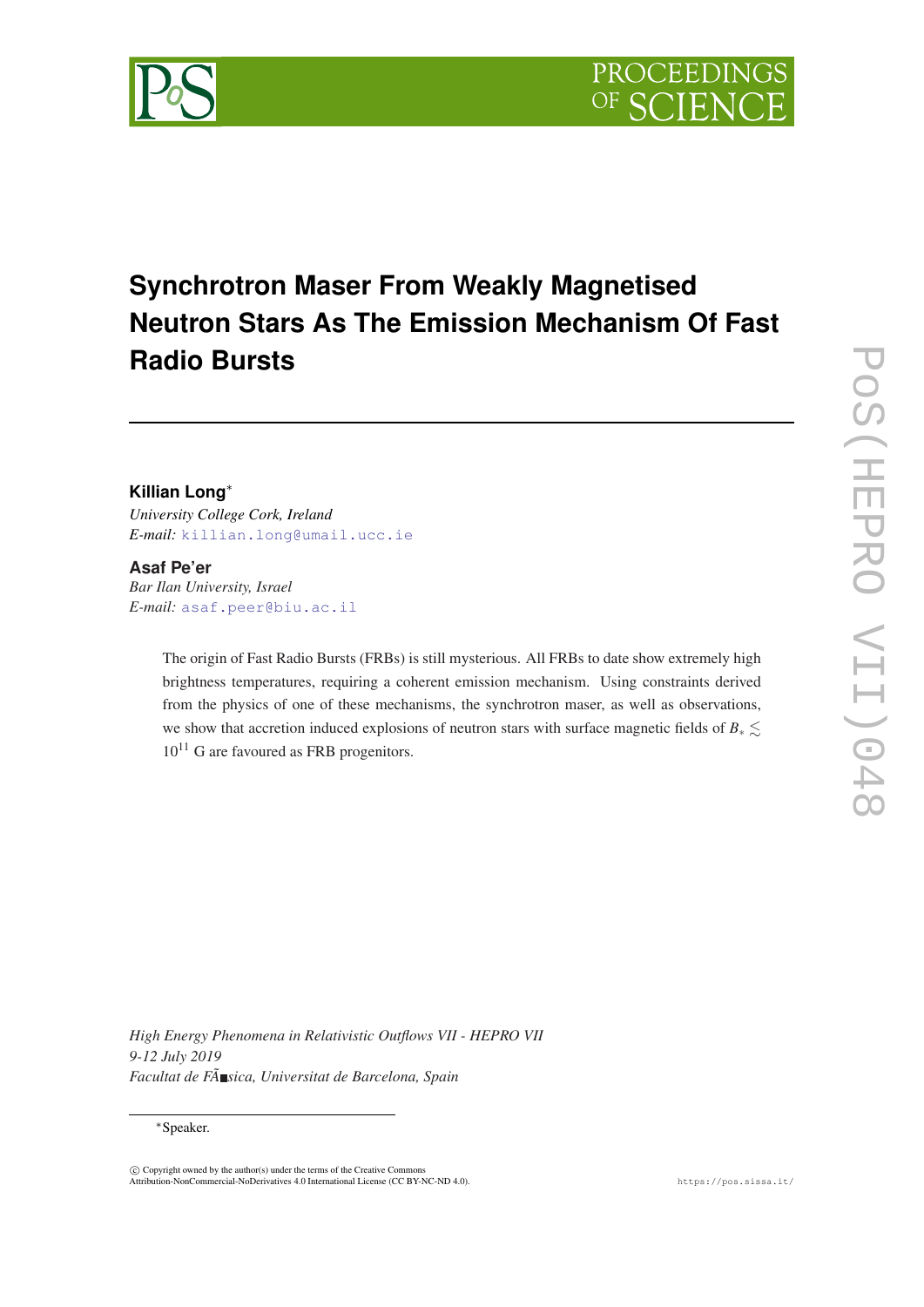# Synchrotron Maser From Weakly Magnetised Neutron Stars As The Emission Mechanism Of Fast Radio Bursts

**Killian Long**[*]
*University College Cork, Ireland*
*E-mail:* killian.long@umail.ucc.ie

**Asaf Pe'er**
*Bar Ilan University, Israel*
*E-mail:* asaf.peer@biu.ac.il

The origin of Fast Radio Bursts (FRBs) is still mysterious. All FRBs to date show extremely high brightness temperatures, requiring a coherent emission mechanism. Using constraints derived from the physics of one of these mechanisms, the synchrotron maser, as well as observations, we show that accretion induced explosions of neutron stars with surface magnetic fields of $B_* \lesssim 10^{11}$ G are favoured as FRB progenitors.

*High Energy Phenomena in Relativistic Outflows VII - HEPRO VII*
*9-12 July 2019*
*Facultat de FÃ■sica, Universitat de Barcelona, Spain*

[*]Speaker.

© Copyright owned by the author(s) under the terms of the Creative Commons Attribution-NonCommercial-NoDerivatives 4.0 International License (CC BY-NC-ND 4.0).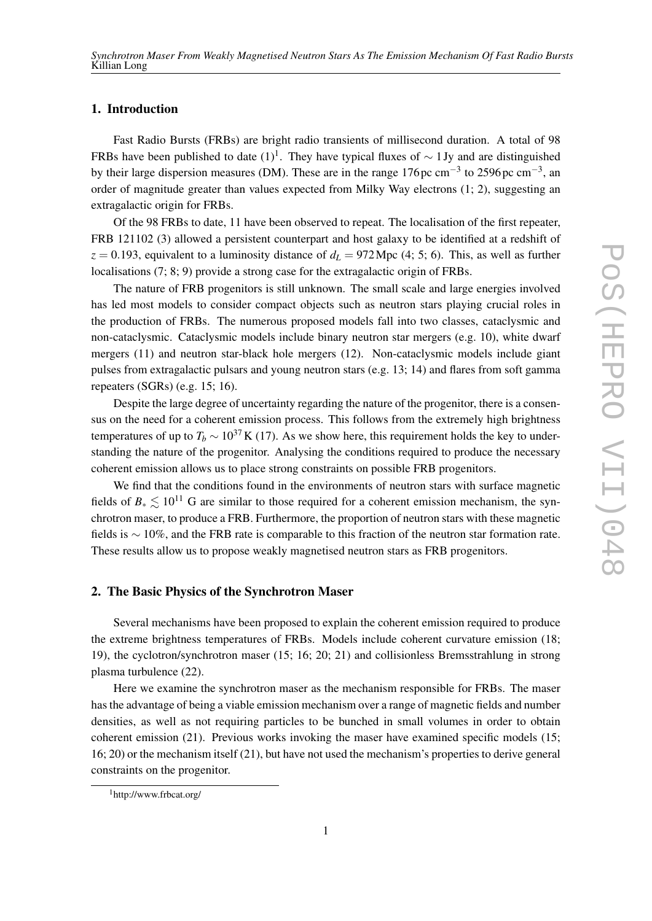## 1. Introduction

Fast Radio Bursts (FRBs) are bright radio transients of millisecond duration. A total of 98 FRBs have been published to date (1)[1]. They have typical fluxes of $\sim 1\,\mathrm{Jy}$ and are distinguished by their large dispersion measures (DM). These are in the range $176\,\mathrm{pc\,cm^{-3}}$ to $2596\,\mathrm{pc\,cm^{-3}}$, an order of magnitude greater than values expected from Milky Way electrons (1; 2), suggesting an extragalactic origin for FRBs.

Of the 98 FRBs to date, 11 have been observed to repeat. The localisation of the first repeater, FRB 121102 (3) allowed a persistent counterpart and host galaxy to be identified at a redshift of $z = 0.193$, equivalent to a luminosity distance of $d_L = 972\,\mathrm{Mpc}$ (4; 5; 6). This, as well as further localisations (7; 8; 9) provide a strong case for the extragalactic origin of FRBs.

The nature of FRB progenitors is still unknown. The small scale and large energies involved has led most models to consider compact objects such as neutron stars playing crucial roles in the production of FRBs. The numerous proposed models fall into two classes, cataclysmic and non-cataclysmic. Cataclysmic models include binary neutron star mergers (e.g. 10), white dwarf mergers (11) and neutron star-black hole mergers (12). Non-cataclysmic models include giant pulses from extragalactic pulsars and young neutron stars (e.g. 13; 14) and flares from soft gamma repeaters (SGRs) (e.g. 15; 16).

Despite the large degree of uncertainty regarding the nature of the progenitor, there is a consensus on the need for a coherent emission process. This follows from the extremely high brightness temperatures of up to $T_b \sim 10^{37}\,\mathrm{K}$ (17). As we show here, this requirement holds the key to understanding the nature of the progenitor. Analysing the conditions required to produce the necessary coherent emission allows us to place strong constraints on possible FRB progenitors.

We find that the conditions found in the environments of neutron stars with surface magnetic fields of $B_* \lesssim 10^{11}$ G are similar to those required for a coherent emission mechanism, the synchrotron maser, to produce a FRB. Furthermore, the proportion of neutron stars with these magnetic fields is $\sim 10\%$, and the FRB rate is comparable to this fraction of the neutron star formation rate. These results allow us to propose weakly magnetised neutron stars as FRB progenitors.

## 2. The Basic Physics of the Synchrotron Maser

Several mechanisms have been proposed to explain the coherent emission required to produce the extreme brightness temperatures of FRBs. Models include coherent curvature emission (18; 19), the cyclotron/synchrotron maser (15; 16; 20; 21) and collisionless Bremsstrahlung in strong plasma turbulence (22).

Here we examine the synchrotron maser as the mechanism responsible for FRBs. The maser has the advantage of being a viable emission mechanism over a range of magnetic fields and number densities, as well as not requiring particles to be bunched in small volumes in order to obtain coherent emission (21). Previous works invoking the maser have examined specific models (15; 16; 20) or the mechanism itself (21), but have not used the mechanism's properties to derive general constraints on the progenitor.

[1] http://www.frbcat.org/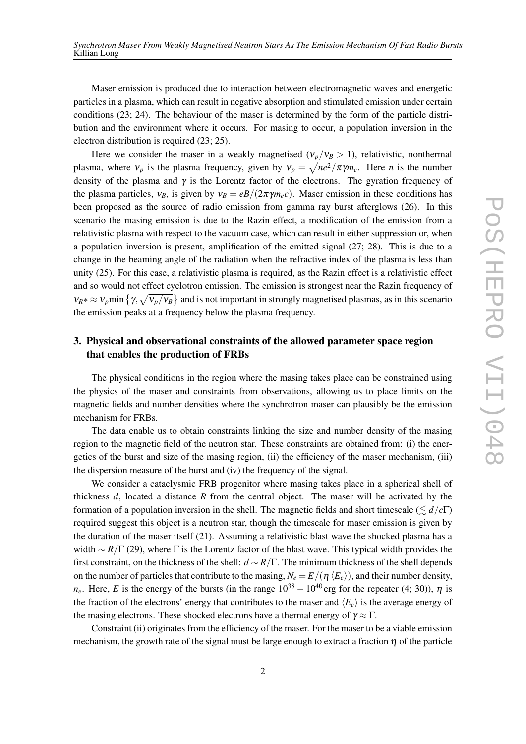Maser emission is produced due to interaction between electromagnetic waves and energetic particles in a plasma, which can result in negative absorption and stimulated emission under certain conditions (23; 24). The behaviour of the maser is determined by the form of the particle distribution and the environment where it occurs. For masing to occur, a population inversion in the electron distribution is required (23; 25).

Here we consider the maser in a weakly magnetised ($\nu_p/\nu_B > 1$), relativistic, nonthermal plasma, where $\nu_p$ is the plasma frequency, given by $\nu_p = \sqrt{ne^2/\pi\gamma m_e}$. Here $n$ is the number density of the plasma and $\gamma$ is the Lorentz factor of the electrons. The gyration frequency of the plasma particles, $\nu_B$, is given by $\nu_B = eB/(2\pi\gamma m_e c)$. Maser emission in these conditions has been proposed as the source of radio emission from gamma ray burst afterglows (26). In this scenario the masing emission is due to the Razin effect, a modification of the emission from a relativistic plasma with respect to the vacuum case, which can result in either suppression or, when a population inversion is present, amplification of the emitted signal (27; 28). This is due to a change in the beaming angle of the radiation when the refractive index of the plasma is less than unity (25). For this case, a relativistic plasma is required, as the Razin effect is a relativistic effect and so would not effect cyclotron emission. The emission is strongest near the Razin frequency of $\nu_{R*} \approx \nu_p \min\left\{\gamma, \sqrt{\nu_p/\nu_B}\right\}$ and is not important in strongly magnetised plasmas, as in this scenario the emission peaks at a frequency below the plasma frequency.

## 3. Physical and observational constraints of the allowed parameter space region that enables the production of FRBs

The physical conditions in the region where the masing takes place can be constrained using the physics of the maser and constraints from observations, allowing us to place limits on the magnetic fields and number densities where the synchrotron maser can plausibly be the emission mechanism for FRBs.

The data enable us to obtain constraints linking the size and number density of the masing region to the magnetic field of the neutron star. These constraints are obtained from: (i) the energetics of the burst and size of the masing region, (ii) the efficiency of the maser mechanism, (iii) the dispersion measure of the burst and (iv) the frequency of the signal.

We consider a cataclysmic FRB progenitor where masing takes place in a spherical shell of thickness $d$, located a distance $R$ from the central object. The maser will be activated by the formation of a population inversion in the shell. The magnetic fields and short timescale ($\lesssim d/c\Gamma$) required suggest this object is a neutron star, though the timescale for maser emission is given by the duration of the maser itself (21). Assuming a relativistic blast wave the shocked plasma has a width $\sim R/\Gamma$ (29), where $\Gamma$ is the Lorentz factor of the blast wave. This typical width provides the first constraint, on the thickness of the shell: $d \sim R/\Gamma$. The minimum thickness of the shell depends on the number of particles that contribute to the masing, $N_e = E/(\eta \langle E_e \rangle)$, and their number density, $n_e$. Here, $E$ is the energy of the bursts (in the range $10^{38} - 10^{40}$ erg for the repeater (4; 30)), $\eta$ is the fraction of the electrons' energy that contributes to the maser and $\langle E_e \rangle$ is the average energy of the masing electrons. These shocked electrons have a thermal energy of $\gamma \approx \Gamma$.

Constraint (ii) originates from the efficiency of the maser. For the maser to be a viable emission mechanism, the growth rate of the signal must be large enough to extract a fraction $\eta$ of the particle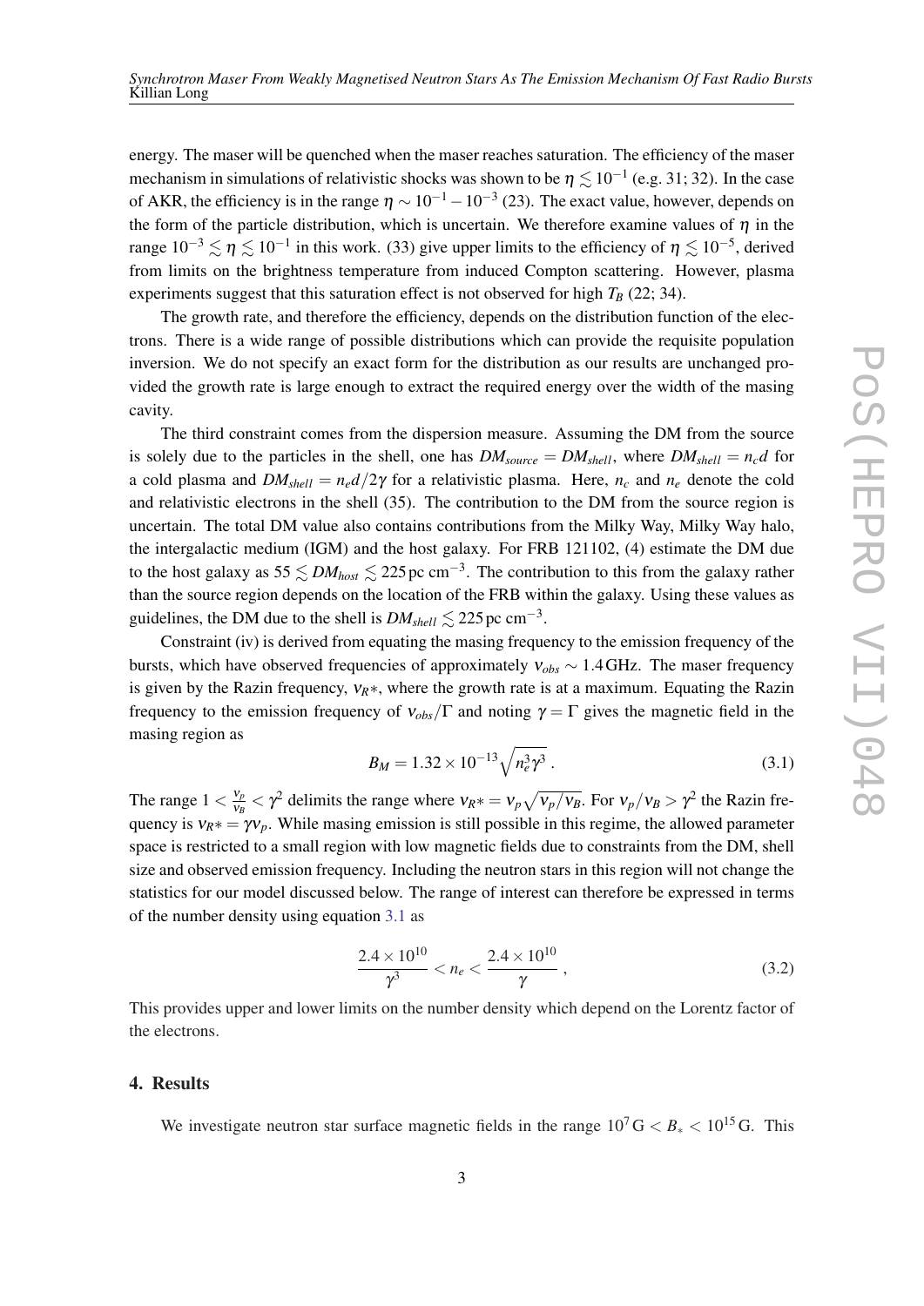energy. The maser will be quenched when the maser reaches saturation. The efficiency of the maser mechanism in simulations of relativistic shocks was shown to be $\eta \lesssim 10^{-1}$ (e.g. 31; 32). In the case of AKR, the efficiency is in the range $\eta \sim 10^{-1} - 10^{-3}$ (23). The exact value, however, depends on the form of the particle distribution, which is uncertain. We therefore examine values of $\eta$ in the range $10^{-3} \lesssim \eta \lesssim 10^{-1}$ in this work. (33) give upper limits to the efficiency of $\eta \lesssim 10^{-5}$, derived from limits on the brightness temperature from induced Compton scattering. However, plasma experiments suggest that this saturation effect is not observed for high $T_B$ (22; 34).

The growth rate, and therefore the efficiency, depends on the distribution function of the electrons. There is a wide range of possible distributions which can provide the requisite population inversion. We do not specify an exact form for the distribution as our results are unchanged provided the growth rate is large enough to extract the required energy over the width of the masing cavity.

The third constraint comes from the dispersion measure. Assuming the DM from the source is solely due to the particles in the shell, one has $DM_{source} = DM_{shell}$, where $DM_{shell} = n_c d$ for a cold plasma and $DM_{shell} = n_e d/2\gamma$ for a relativistic plasma. Here, $n_c$ and $n_e$ denote the cold and relativistic electrons in the shell (35). The contribution to the DM from the source region is uncertain. The total DM value also contains contributions from the Milky Way, Milky Way halo, the intergalactic medium (IGM) and the host galaxy. For FRB 121102, (4) estimate the DM due to the host galaxy as $55 \lesssim DM_{host} \lesssim 225\,\mathrm{pc\ cm^{-3}}$. The contribution to this from the galaxy rather than the source region depends on the location of the FRB within the galaxy. Using these values as guidelines, the DM due to the shell is $DM_{shell} \lesssim 225\,\mathrm{pc\ cm^{-3}}$.

Constraint (iv) is derived from equating the masing frequency to the emission frequency of the bursts, which have observed frequencies of approximately $\nu_{obs} \sim 1.4\,\mathrm{GHz}$. The maser frequency is given by the Razin frequency, $\nu_{R*}$, where the growth rate is at a maximum. Equating the Razin frequency to the emission frequency of $\nu_{obs}/\Gamma$ and noting $\gamma = \Gamma$ gives the magnetic field in the masing region as

$$B_M = 1.32 \times 10^{-13} \sqrt{n_e^3 \gamma^3}\,. \tag{3.1}$$

The range $1 < \frac{\nu_p}{\nu_B} < \gamma^2$ delimits the range where $\nu_{R*} = \nu_p \sqrt{\nu_p/\nu_B}$. For $\nu_p/\nu_B > \gamma^2$ the Razin frequency is $\nu_{R*} = \gamma \nu_p$. While masing emission is still possible in this regime, the allowed parameter space is restricted to a small region with low magnetic fields due to constraints from the DM, shell size and observed emission frequency. Including the neutron stars in this region will not change the statistics for our model discussed below. The range of interest can therefore be expressed in terms of the number density using equation 3.1 as

$$\frac{2.4 \times 10^{10}}{\gamma^3} < n_e < \frac{2.4 \times 10^{10}}{\gamma}\,, \tag{3.2}$$

This provides upper and lower limits on the number density which depend on the Lorentz factor of the electrons.

## 4. Results

We investigate neutron star surface magnetic fields in the range $10^7\,\mathrm{G} < B_* < 10^{15}\,\mathrm{G}$. This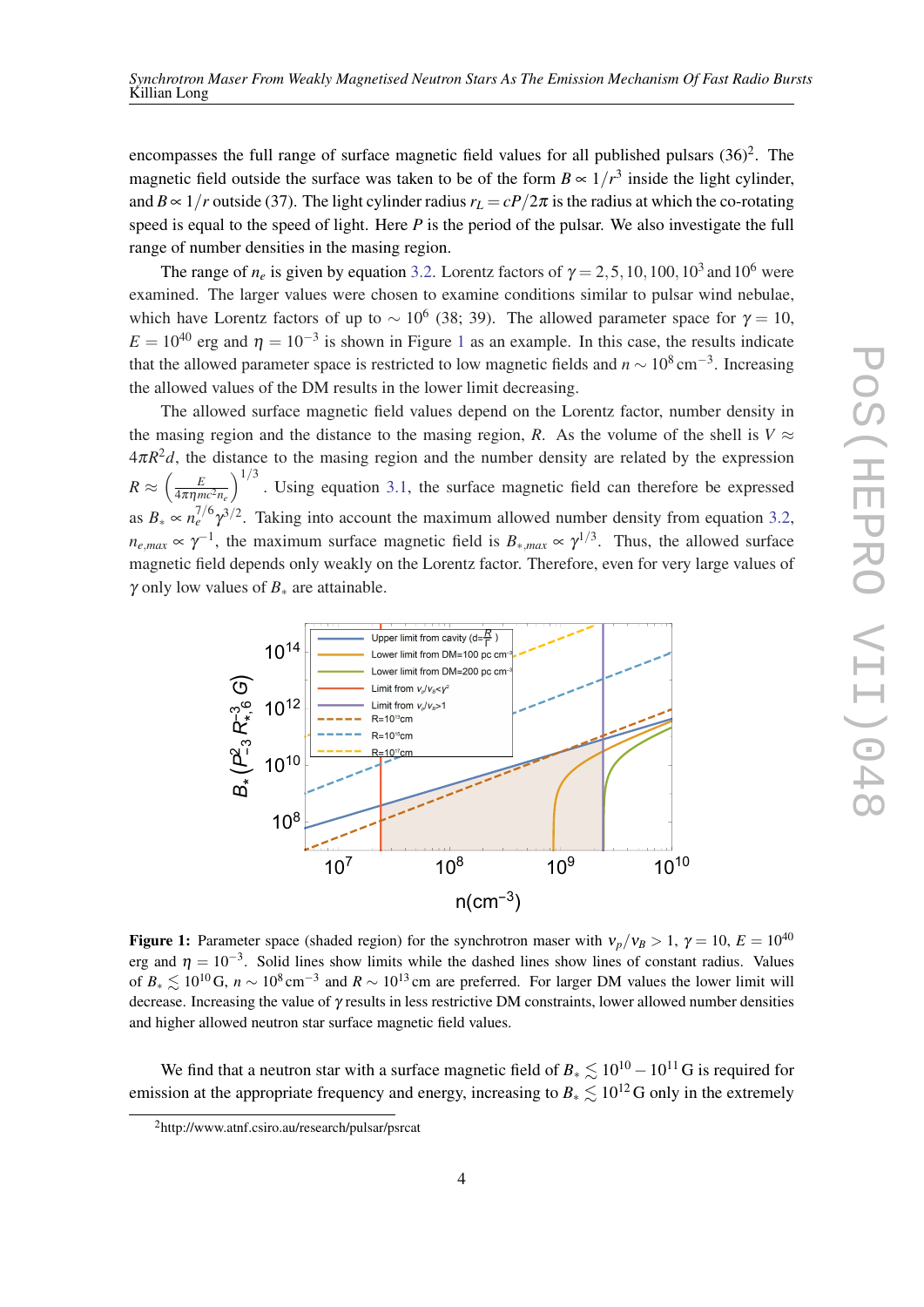encompasses the full range of surface magnetic field values for all published pulsars (36)[2]. The magnetic field outside the surface was taken to be of the form $B \propto 1/r^3$ inside the light cylinder, and $B \propto 1/r$ outside (37). The light cylinder radius $r_L = cP/2\pi$ is the radius at which the co-rotating speed is equal to the speed of light. Here $P$ is the period of the pulsar. We also investigate the full range of number densities in the masing region.

The range of $n_e$ is given by equation 3.2. Lorentz factors of $\gamma = 2, 5, 10, 100, 10^3$ and $10^6$ were examined. The larger values were chosen to examine conditions similar to pulsar wind nebulae, which have Lorentz factors of up to $\sim 10^6$ (38; 39). The allowed parameter space for $\gamma = 10$, $E = 10^{40}$ erg and $\eta = 10^{-3}$ is shown in Figure 1 as an example. In this case, the results indicate that the allowed parameter space is restricted to low magnetic fields and $n \sim 10^8\,\mathrm{cm}^{-3}$. Increasing the allowed values of the DM results in the lower limit decreasing.

The allowed surface magnetic field values depend on the Lorentz factor, number density in the masing region and the distance to the masing region, $R$. As the volume of the shell is $V \approx 4\pi R^2 d$, the distance to the masing region and the number density are related by the expression $R \approx \left(\frac{E}{4\pi\eta mc^2 n_e}\right)^{1/3}$. Using equation 3.1, the surface magnetic field can therefore be expressed as $B_* \propto n_e^{7/6}\gamma^{3/2}$. Taking into account the maximum allowed number density from equation 3.2, $n_{e,max} \propto \gamma^{-1}$, the maximum surface magnetic field is $B_{*,max} \propto \gamma^{1/3}$. Thus, the allowed surface magnetic field depends only weakly on the Lorentz factor. Therefore, even for very large values of $\gamma$ only low values of $B_*$ are attainable.

Upper limit from cavity (d=R/Γ)
Lower limit from DM=100 pc cm⁻³
Lower limit from DM=200 pc cm⁻³
Limit from ν_p/ν_B<γ²
Limit from ν_p/ν_B>1
R=10¹³cm
R=10¹⁵cm
R=10¹⁷cm

$B_* \,(P_{-3}^2 R_{*,6}^{-3}\,G)$

$10^{8}$, $10^{10}$, $10^{12}$, $10^{14}$

$n(\mathrm{cm}^{-3})$

$10^{7}$, $10^{8}$, $10^{9}$, $10^{10}$

**Figure 1:** Parameter space (shaded region) for the synchrotron maser with $\nu_p/\nu_B > 1$, $\gamma = 10$, $E = 10^{40}$ erg and $\eta = 10^{-3}$. Solid lines show limits while the dashed lines show lines of constant radius. Values of $B_* \lesssim 10^{10}\,\mathrm{G}$, $n \sim 10^8\,\mathrm{cm}^{-3}$ and $R \sim 10^{13}\,\mathrm{cm}$ are preferred. For larger DM values the lower limit will decrease. Increasing the value of $\gamma$ results in less restrictive DM constraints, lower allowed number densities and higher allowed neutron star surface magnetic field values.

We find that a neutron star with a surface magnetic field of $B_* \lesssim 10^{10} - 10^{11}\,\mathrm{G}$ is required for emission at the appropriate frequency and energy, increasing to $B_* \lesssim 10^{12}\,\mathrm{G}$ only in the extremely

[2] http://www.atnf.csiro.au/research/pulsar/psrcat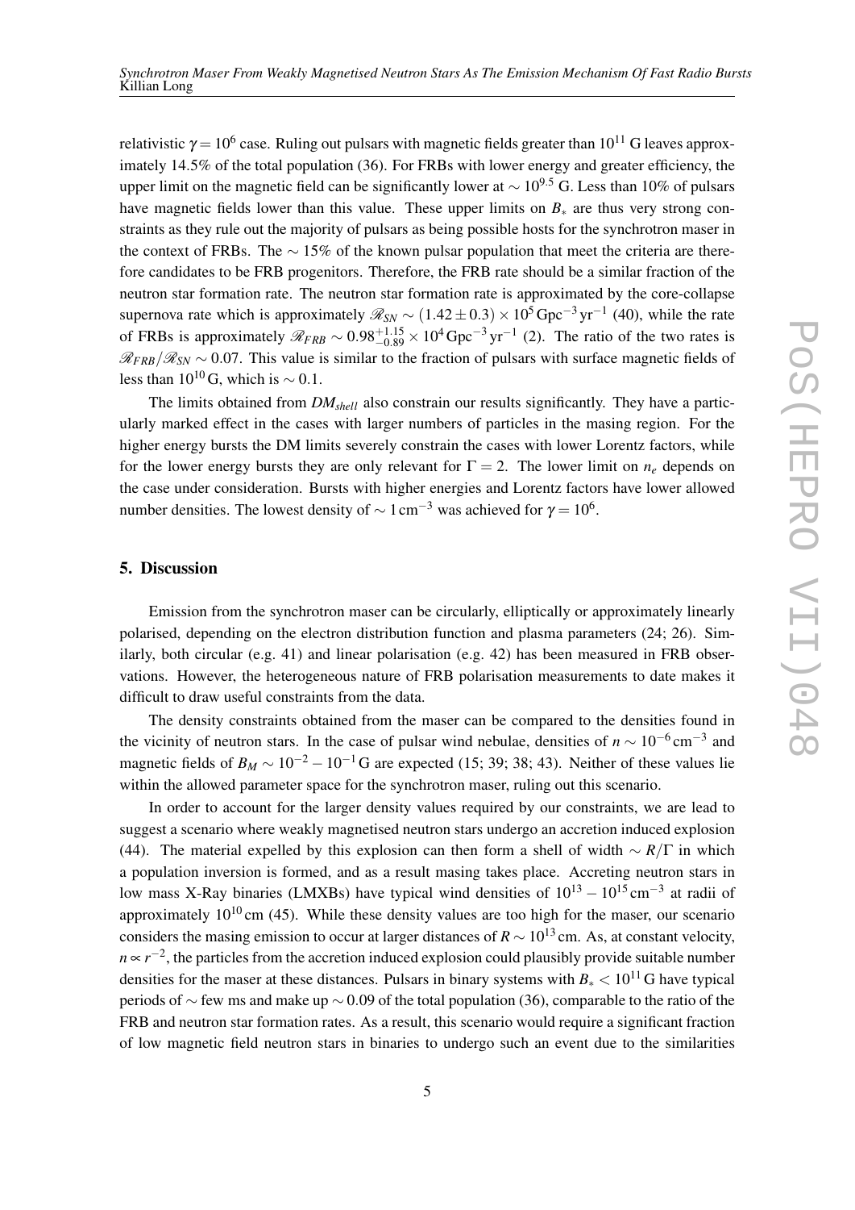relativistic $\gamma = 10^6$ case. Ruling out pulsars with magnetic fields greater than $10^{11}$ G leaves approximately 14.5% of the total population (36). For FRBs with lower energy and greater efficiency, the upper limit on the magnetic field can be significantly lower at $\sim 10^{9.5}$ G. Less than 10% of pulsars have magnetic fields lower than this value. These upper limits on $B_*$ are thus very strong constraints as they rule out the majority of pulsars as being possible hosts for the synchrotron maser in the context of FRBs. The $\sim 15\%$ of the known pulsar population that meet the criteria are therefore candidates to be FRB progenitors. Therefore, the FRB rate should be a similar fraction of the neutron star formation rate. The neutron star formation rate is approximated by the core-collapse supernova rate which is approximately $\mathscr{R}_{SN} \sim (1.42 \pm 0.3) \times 10^5\,\mathrm{Gpc}^{-3}\,\mathrm{yr}^{-1}$ (40), while the rate of FRBs is approximately $\mathscr{R}_{FRB} \sim 0.98^{+1.15}_{-0.89} \times 10^4\,\mathrm{Gpc}^{-3}\,\mathrm{yr}^{-1}$ (2). The ratio of the two rates is $\mathscr{R}_{FRB}/\mathscr{R}_{SN} \sim 0.07$. This value is similar to the fraction of pulsars with surface magnetic fields of less than $10^{10}$ G, which is $\sim 0.1$.

The limits obtained from $DM_{shell}$ also constrain our results significantly. They have a particularly marked effect in the cases with larger numbers of particles in the masing region. For the higher energy bursts the DM limits severely constrain the cases with lower Lorentz factors, while for the lower energy bursts they are only relevant for $\Gamma = 2$. The lower limit on $n_e$ depends on the case under consideration. Bursts with higher energies and Lorentz factors have lower allowed number densities. The lowest density of $\sim 1\,\mathrm{cm}^{-3}$ was achieved for $\gamma = 10^6$.

## 5. Discussion

Emission from the synchrotron maser can be circularly, elliptically or approximately linearly polarised, depending on the electron distribution function and plasma parameters (24; 26). Similarly, both circular (e.g. 41) and linear polarisation (e.g. 42) has been measured in FRB observations. However, the heterogeneous nature of FRB polarisation measurements to date makes it difficult to draw useful constraints from the data.

The density constraints obtained from the maser can be compared to the densities found in the vicinity of neutron stars. In the case of pulsar wind nebulae, densities of $n \sim 10^{-6}\,\mathrm{cm}^{-3}$ and magnetic fields of $B_M \sim 10^{-2} - 10^{-1}$ G are expected (15; 39; 38; 43). Neither of these values lie within the allowed parameter space for the synchrotron maser, ruling out this scenario.

In order to account for the larger density values required by our constraints, we are lead to suggest a scenario where weakly magnetised neutron stars undergo an accretion induced explosion (44). The material expelled by this explosion can then form a shell of width $\sim R/\Gamma$ in which a population inversion is formed, and as a result masing takes place. Accreting neutron stars in low mass X-Ray binaries (LMXBs) have typical wind densities of $10^{13} - 10^{15}\,\mathrm{cm}^{-3}$ at radii of approximately $10^{10}$ cm (45). While these density values are too high for the maser, our scenario considers the masing emission to occur at larger distances of $R \sim 10^{13}$ cm. As, at constant velocity, $n \propto r^{-2}$, the particles from the accretion induced explosion could plausibly provide suitable number densities for the maser at these distances. Pulsars in binary systems with $B_* < 10^{11}$ G have typical periods of $\sim$ few ms and make up $\sim 0.09$ of the total population (36), comparable to the ratio of the FRB and neutron star formation rates. As a result, this scenario would require a significant fraction of low magnetic field neutron stars in binaries to undergo such an event due to the similarities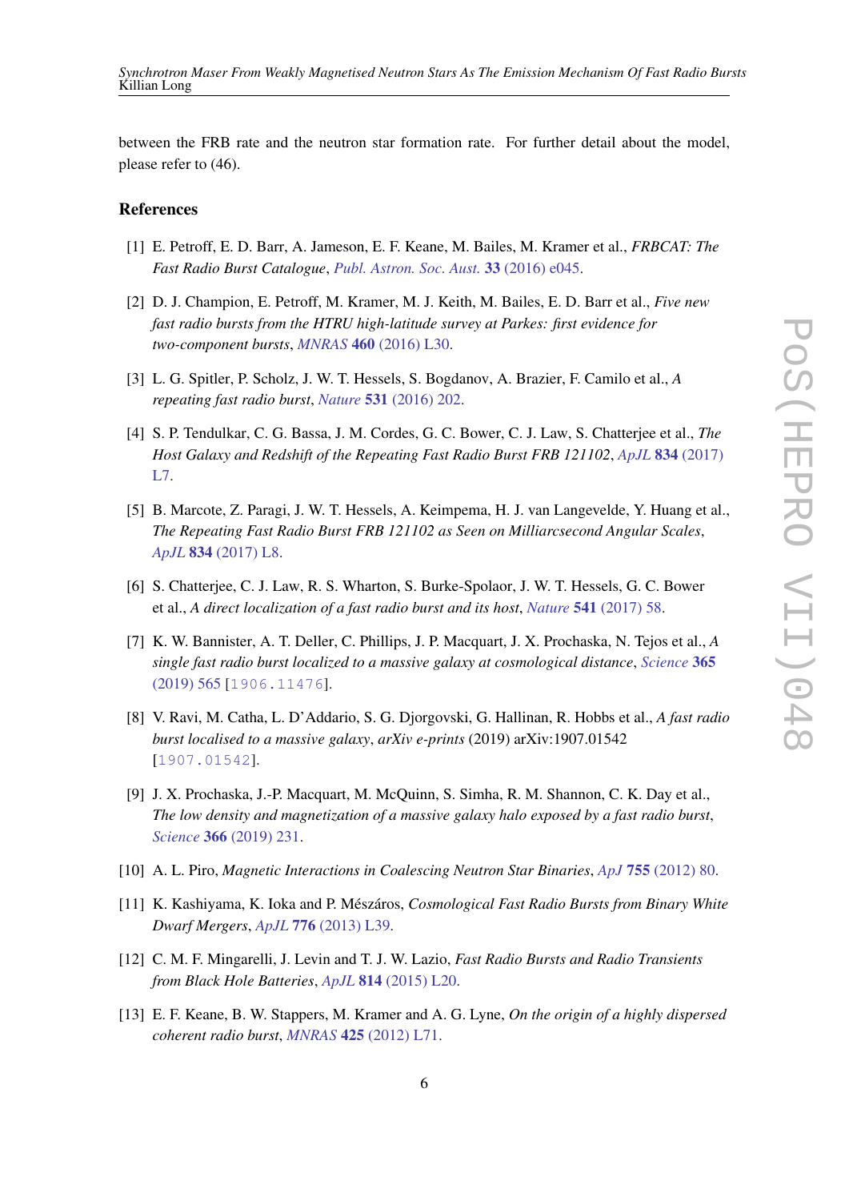between the FRB rate and the neutron star formation rate. For further detail about the model, please refer to (46).

## References

[1] E. Petroff, E. D. Barr, A. Jameson, E. F. Keane, M. Bailes, M. Kramer et al., *FRBCAT: The Fast Radio Burst Catalogue*, *Publ. Astron. Soc. Aust.* **33** (2016) e045.

[2] D. J. Champion, E. Petroff, M. Kramer, M. J. Keith, M. Bailes, E. D. Barr et al., *Five new fast radio bursts from the HTRU high-latitude survey at Parkes: first evidence for two-component bursts*, *MNRAS* **460** (2016) L30.

[3] L. G. Spitler, P. Scholz, J. W. T. Hessels, S. Bogdanov, A. Brazier, F. Camilo et al., *A repeating fast radio burst*, *Nature* **531** (2016) 202.

[4] S. P. Tendulkar, C. G. Bassa, J. M. Cordes, G. C. Bower, C. J. Law, S. Chatterjee et al., *The Host Galaxy and Redshift of the Repeating Fast Radio Burst FRB 121102*, *ApJL* **834** (2017) L7.

[5] B. Marcote, Z. Paragi, J. W. T. Hessels, A. Keimpema, H. J. van Langevelde, Y. Huang et al., *The Repeating Fast Radio Burst FRB 121102 as Seen on Milliarcsecond Angular Scales*, *ApJL* **834** (2017) L8.

[6] S. Chatterjee, C. J. Law, R. S. Wharton, S. Burke-Spolaor, J. W. T. Hessels, G. C. Bower et al., *A direct localization of a fast radio burst and its host*, *Nature* **541** (2017) 58.

[7] K. W. Bannister, A. T. Deller, C. Phillips, J. P. Macquart, J. X. Prochaska, N. Tejos et al., *A single fast radio burst localized to a massive galaxy at cosmological distance*, *Science* **365** (2019) 565 [1906.11476].

[8] V. Ravi, M. Catha, L. D'Addario, S. G. Djorgovski, G. Hallinan, R. Hobbs et al., *A fast radio burst localised to a massive galaxy*, *arXiv e-prints* (2019) arXiv:1907.01542 [1907.01542].

[9] J. X. Prochaska, J.-P. Macquart, M. McQuinn, S. Simha, R. M. Shannon, C. K. Day et al., *The low density and magnetization of a massive galaxy halo exposed by a fast radio burst*, *Science* **366** (2019) 231.

[10] A. L. Piro, *Magnetic Interactions in Coalescing Neutron Star Binaries*, *ApJ* **755** (2012) 80.

[11] K. Kashiyama, K. Ioka and P. Mészáros, *Cosmological Fast Radio Bursts from Binary White Dwarf Mergers*, *ApJL* **776** (2013) L39.

[12] C. M. F. Mingarelli, J. Levin and T. J. W. Lazio, *Fast Radio Bursts and Radio Transients from Black Hole Batteries*, *ApJL* **814** (2015) L20.

[13] E. F. Keane, B. W. Stappers, M. Kramer and A. G. Lyne, *On the origin of a highly dispersed coherent radio burst*, *MNRAS* **425** (2012) L71.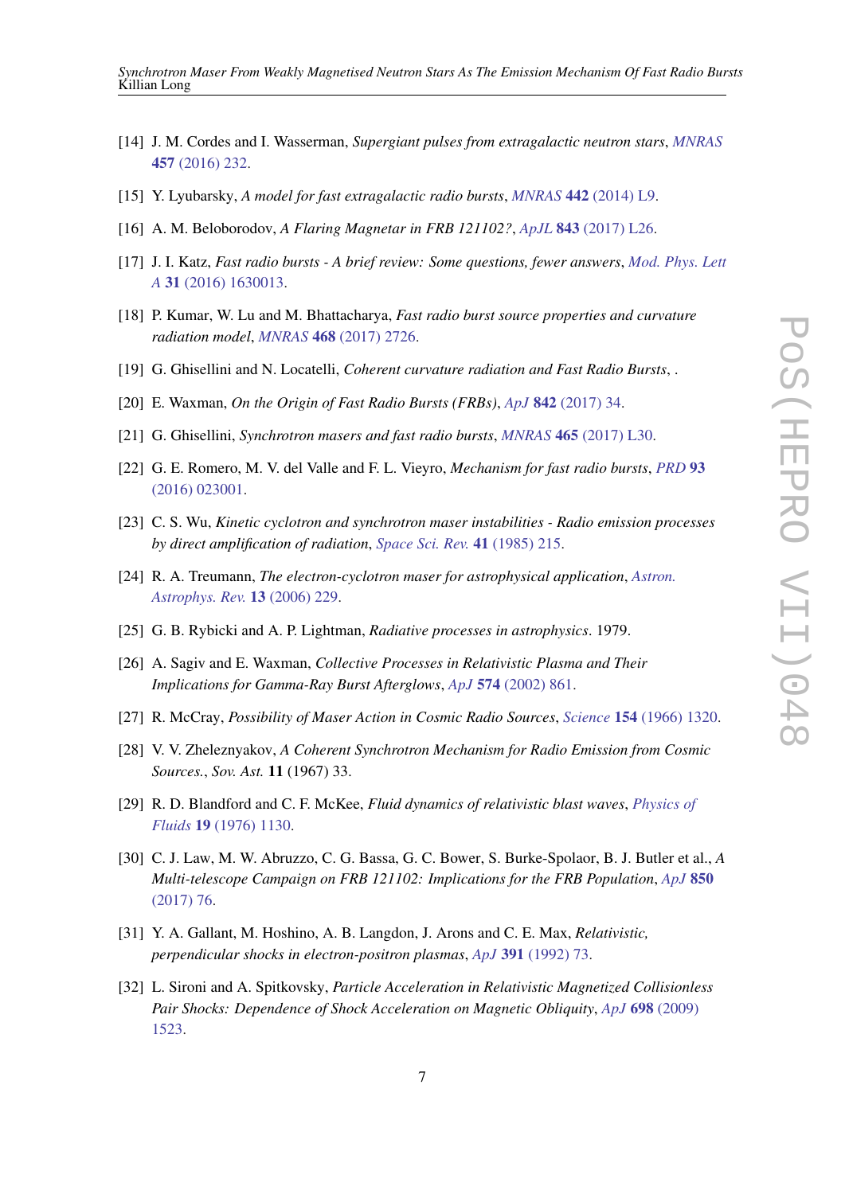[14] J. M. Cordes and I. Wasserman, *Supergiant pulses from extragalactic neutron stars*, MNRAS **457** (2016) 232.

[15] Y. Lyubarsky, *A model for fast extragalactic radio bursts*, MNRAS **442** (2014) L9.

[16] A. M. Beloborodov, *A Flaring Magnetar in FRB 121102?*, ApJL **843** (2017) L26.

[17] J. I. Katz, *Fast radio bursts - A brief review: Some questions, fewer answers*, Mod. Phys. Lett A **31** (2016) 1630013.

[18] P. Kumar, W. Lu and M. Bhattacharya, *Fast radio burst source properties and curvature radiation model*, MNRAS **468** (2017) 2726.

[19] G. Ghisellini and N. Locatelli, *Coherent curvature radiation and Fast Radio Bursts*, .

[20] E. Waxman, *On the Origin of Fast Radio Bursts (FRBs)*, ApJ **842** (2017) 34.

[21] G. Ghisellini, *Synchrotron masers and fast radio bursts*, MNRAS **465** (2017) L30.

[22] G. E. Romero, M. V. del Valle and F. L. Vieyro, *Mechanism for fast radio bursts*, PRD **93** (2016) 023001.

[23] C. S. Wu, *Kinetic cyclotron and synchrotron maser instabilities - Radio emission processes by direct amplification of radiation*, Space Sci. Rev. **41** (1985) 215.

[24] R. A. Treumann, *The electron-cyclotron maser for astrophysical application*, Astron. Astrophys. Rev. **13** (2006) 229.

[25] G. B. Rybicki and A. P. Lightman, *Radiative processes in astrophysics*. 1979.

[26] A. Sagiv and E. Waxman, *Collective Processes in Relativistic Plasma and Their Implications for Gamma-Ray Burst Afterglows*, ApJ **574** (2002) 861.

[27] R. McCray, *Possibility of Maser Action in Cosmic Radio Sources*, Science **154** (1966) 1320.

[28] V. V. Zheleznyakov, *A Coherent Synchrotron Mechanism for Radio Emission from Cosmic Sources.*, Sov. Ast. **11** (1967) 33.

[29] R. D. Blandford and C. F. McKee, *Fluid dynamics of relativistic blast waves*, Physics of Fluids **19** (1976) 1130.

[30] C. J. Law, M. W. Abruzzo, C. G. Bassa, G. C. Bower, S. Burke-Spolaor, B. J. Butler et al., *A Multi-telescope Campaign on FRB 121102: Implications for the FRB Population*, ApJ **850** (2017) 76.

[31] Y. A. Gallant, M. Hoshino, A. B. Langdon, J. Arons and C. E. Max, *Relativistic, perpendicular shocks in electron-positron plasmas*, ApJ **391** (1992) 73.

[32] L. Sironi and A. Spitkovsky, *Particle Acceleration in Relativistic Magnetized Collisionless Pair Shocks: Dependence of Shock Acceleration on Magnetic Obliquity*, ApJ **698** (2009) 1523.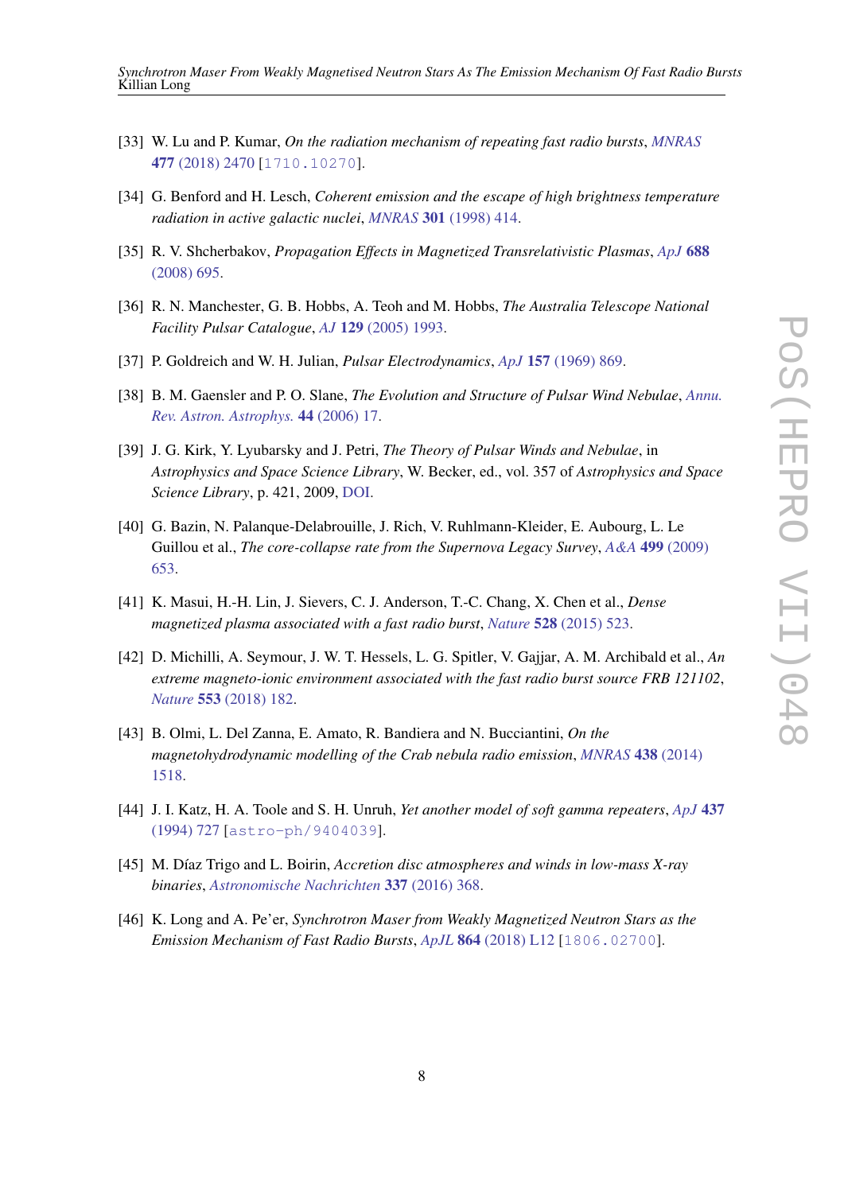[33] W. Lu and P. Kumar, *On the radiation mechanism of repeating fast radio bursts*, *MNRAS* **477** (2018) 2470 [1710.10270].

[34] G. Benford and H. Lesch, *Coherent emission and the escape of high brightness temperature radiation in active galactic nuclei*, *MNRAS* **301** (1998) 414.

[35] R. V. Shcherbakov, *Propagation Effects in Magnetized Transrelativistic Plasmas*, *ApJ* **688** (2008) 695.

[36] R. N. Manchester, G. B. Hobbs, A. Teoh and M. Hobbs, *The Australia Telescope National Facility Pulsar Catalogue*, *AJ* **129** (2005) 1993.

[37] P. Goldreich and W. H. Julian, *Pulsar Electrodynamics*, *ApJ* **157** (1969) 869.

[38] B. M. Gaensler and P. O. Slane, *The Evolution and Structure of Pulsar Wind Nebulae*, *Annu. Rev. Astron. Astrophys.* **44** (2006) 17.

[39] J. G. Kirk, Y. Lyubarsky and J. Petri, *The Theory of Pulsar Winds and Nebulae*, in *Astrophysics and Space Science Library*, W. Becker, ed., vol. 357 of *Astrophysics and Space Science Library*, p. 421, 2009, DOI.

[40] G. Bazin, N. Palanque-Delabrouille, J. Rich, V. Ruhlmann-Kleider, E. Aubourg, L. Le Guillou et al., *The core-collapse rate from the Supernova Legacy Survey*, *A&A* **499** (2009) 653.

[41] K. Masui, H.-H. Lin, J. Sievers, C. J. Anderson, T.-C. Chang, X. Chen et al., *Dense magnetized plasma associated with a fast radio burst*, *Nature* **528** (2015) 523.

[42] D. Michilli, A. Seymour, J. W. T. Hessels, L. G. Spitler, V. Gajjar, A. M. Archibald et al., *An extreme magneto-ionic environment associated with the fast radio burst source FRB 121102*, *Nature* **553** (2018) 182.

[43] B. Olmi, L. Del Zanna, E. Amato, R. Bandiera and N. Bucciantini, *On the magnetohydrodynamic modelling of the Crab nebula radio emission*, *MNRAS* **438** (2014) 1518.

[44] J. I. Katz, H. A. Toole and S. H. Unruh, *Yet another model of soft gamma repeaters*, *ApJ* **437** (1994) 727 [astro-ph/9404039].

[45] M. Díaz Trigo and L. Boirin, *Accretion disc atmospheres and winds in low-mass X-ray binaries*, *Astronomische Nachrichten* **337** (2016) 368.

[46] K. Long and A. Pe'er, *Synchrotron Maser from Weakly Magnetized Neutron Stars as the Emission Mechanism of Fast Radio Bursts*, *ApJL* **864** (2018) L12 [1806.02700].